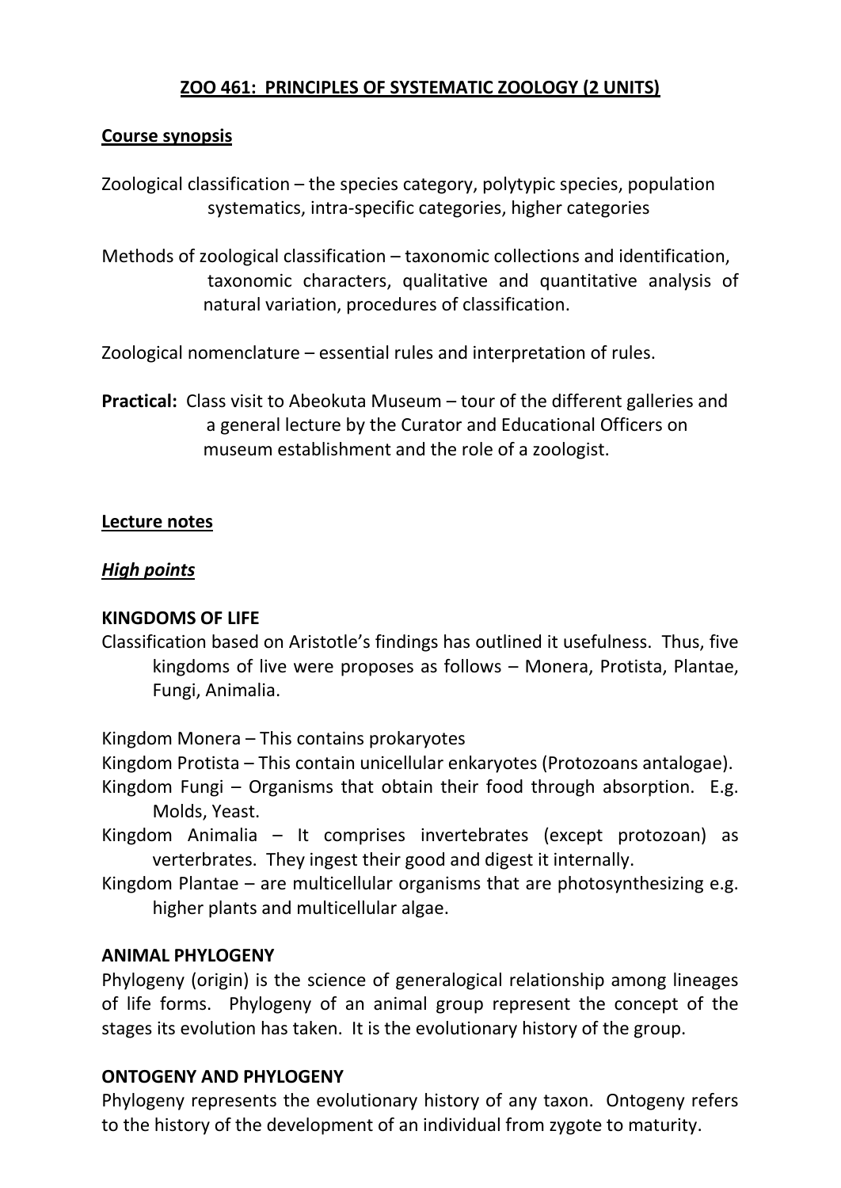# ZOO 461: PRINCIPLES OF SYSTEMATIC ZOOLOGY (2 UNITS)

## Course synopsis

Zoological classification – the species category, polytypic species, population systematics, intra-specific categories, higher categories

Methods of zoological classification – taxonomic collections and identification, taxonomic characters, qualitative and quantitative analysis of natural variation, procedures of classification.

Zoological nomenclature – essential rules and interpretation of rules.

**Practical:** Class visit to Abeokuta Museum – tour of the different galleries and a general lecture by the Curator and Educational Officers on museum establishment and the role of a zoologist.

## Lecture notes

### *High points*

**KINGDOMS OF LIFE**

Classification based on Aristotle's findings has outlined it usefulness. Thus, five kingdoms of live were proposes as follows – Monera, Protista, Plantae, Fungi, Animalia.

Kingdom Monera – This contains prokaryotes

Kingdom Protista – This contain unicellular enkaryotes (Protozoans antalogae).

Kingdom Fungi – Organisms that obtain their food through absorption. E.g. Molds, Yeast.

Kingdom Animalia – It comprises invertebrates (except protozoan) as verterbrates. They ingest their good and digest it internally.

Kingdom Plantae – are multicellular organisms that are photosynthesizing e.g. higher plants and multicellular algae.

**ANIMAL PHYLOGENY**

Phylogeny (origin) is the science of generalogical relationship among lineages of life forms. Phylogeny of an animal group represent the concept of the stages its evolution has taken. It is the evolutionary history of the group.

**ONTOGENY AND PHYLOGENY**

Phylogeny represents the evolutionary history of any taxon. Ontogeny refers to the history of the development of an individual from zygote to maturity.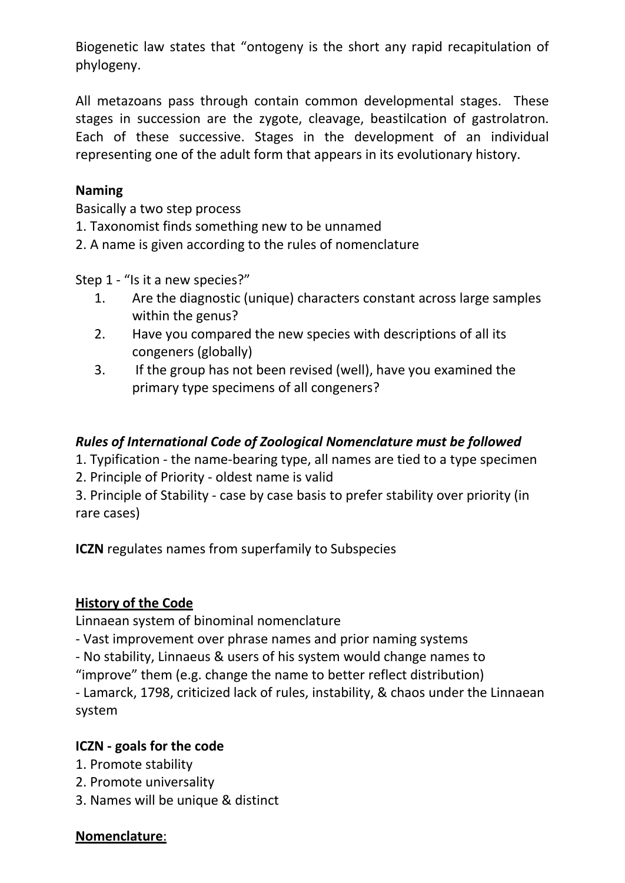Biogenetic law states that “ontogeny is the short any rapid recapitulation of phylogeny.

All metazoans pass through contain common developmental stages. These stages in succession are the zygote, cleavage, beastilcation of gastrolatron. Each of these successive. Stages in the development of an individual representing one of the adult form that appears in its evolutionary history.

**Naming**

Basically a two step process

1. Taxonomist finds something new to be unnamed
2. A name is given according to the rules of nomenclature

Step 1 - “Is it a new species?”

1. Are the diagnostic (unique) characters constant across large samples within the genus?
2. Have you compared the new species with descriptions of all its congeners (globally)
3. If the group has not been revised (well), have you examined the primary type specimens of all congeners?

***Rules of International Code of Zoological Nomenclature must be followed***

1. Typification - the name-bearing type, all names are tied to a type specimen
2. Principle of Priority - oldest name is valid
3. Principle of Stability - case by case basis to prefer stability over priority (in rare cases)

**ICZN** regulates names from superfamily to Subspecies

**<u>History of the Code</u>**

Linnaean system of binominal nomenclature

- Vast improvement over phrase names and prior naming systems
- No stability, Linnaeus & users of his system would change names to “improve” them (e.g. change the name to better reflect distribution)
- Lamarck, 1798, criticized lack of rules, instability, & chaos under the Linnaean system

**ICZN - goals for the code**

1. Promote stability
2. Promote universality
3. Names will be unique & distinct

**<u>Nomenclature</u>**: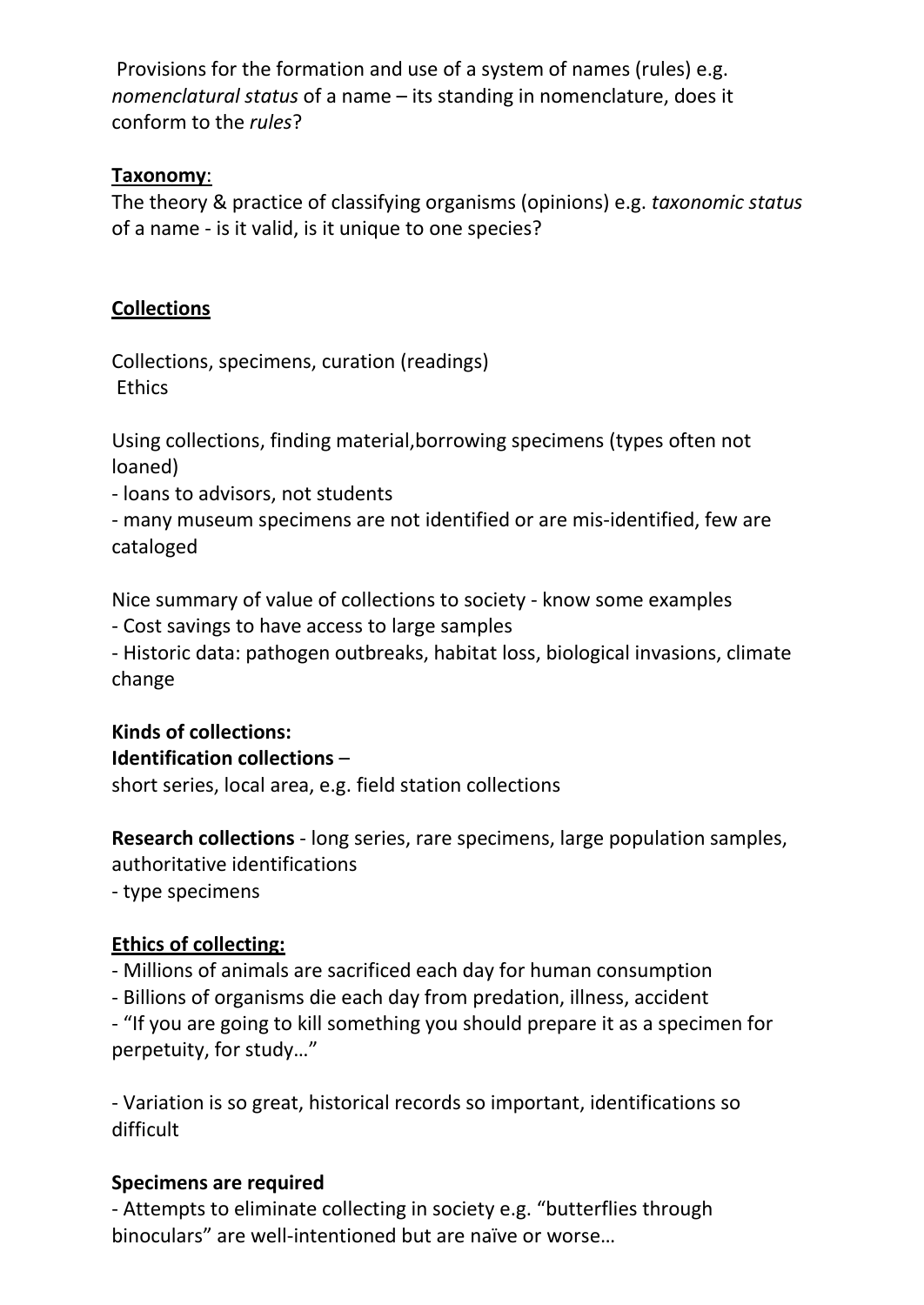Provisions for the formation and use of a system of names (rules) e.g. *nomenclatural status* of a name – its standing in nomenclature, does it conform to the *rules*?

**<u>Taxonomy</u>**:
The theory & practice of classifying organisms (opinions) e.g. *taxonomic status* of a name - is it valid, is it unique to one species?

## <u>Collections</u>

Collections, specimens, curation (readings)
Ethics

Using collections, finding material,borrowing specimens (types often not loaned)
- loans to advisors, not students
- many museum specimens are not identified or are mis-identified, few are cataloged

Nice summary of value of collections to society - know some examples
- Cost savings to have access to large samples
- Historic data: pathogen outbreaks, habitat loss, biological invasions, climate change

**Kinds of collections:**
**Identification collections** –
short series, local area, e.g. field station collections

**Research collections** - long series, rare specimens, large population samples, authoritative identifications
- type specimens

**<u>Ethics of collecting:</u>**
- Millions of animals are sacrificed each day for human consumption
- Billions of organisms die each day from predation, illness, accident
- "If you are going to kill something you should prepare it as a specimen for perpetuity, for study…"

- Variation is so great, historical records so important, identifications so difficult

**Specimens are required**
- Attempts to eliminate collecting in society e.g. "butterflies through binoculars" are well-intentioned but are naïve or worse…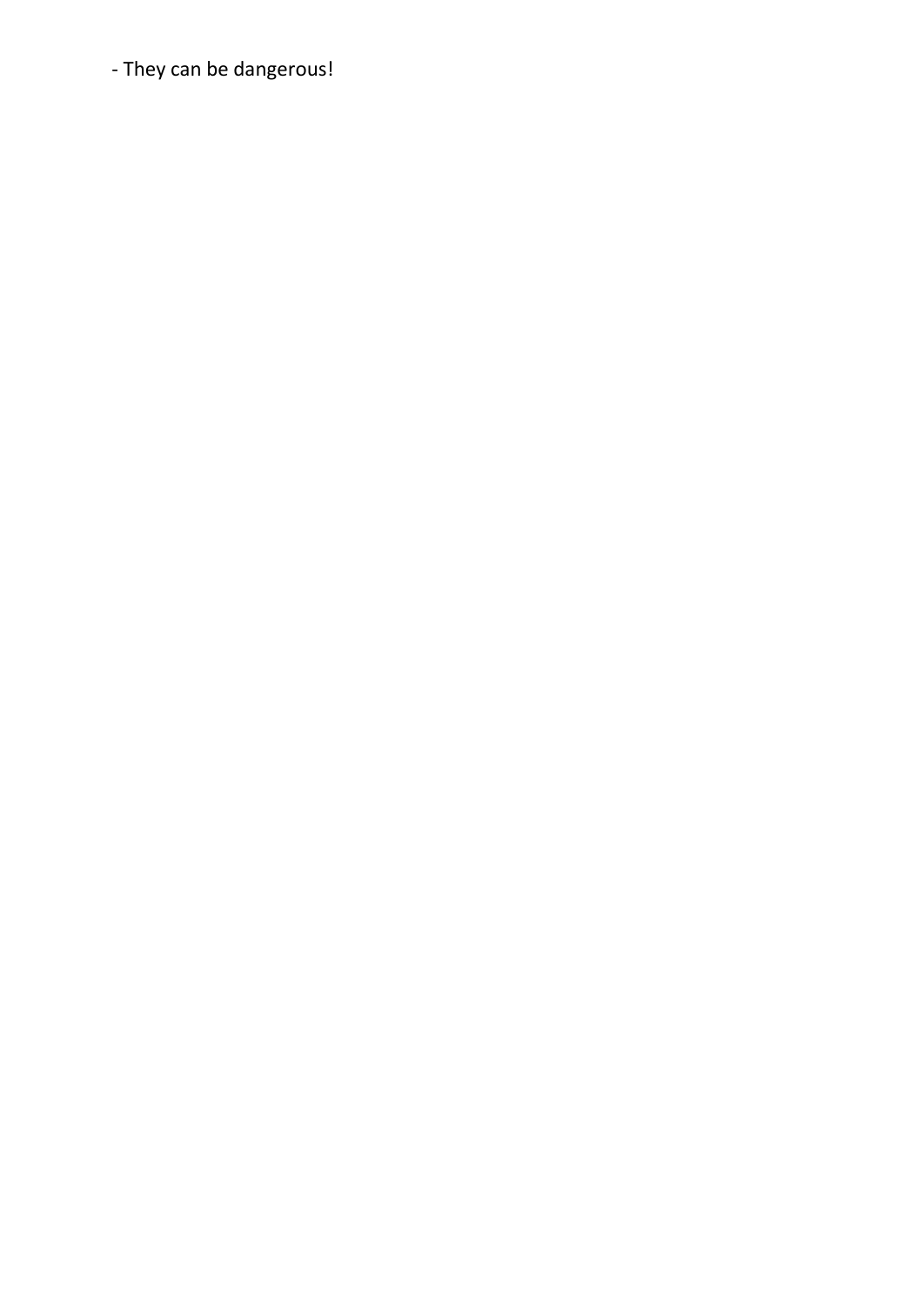- They can be dangerous!